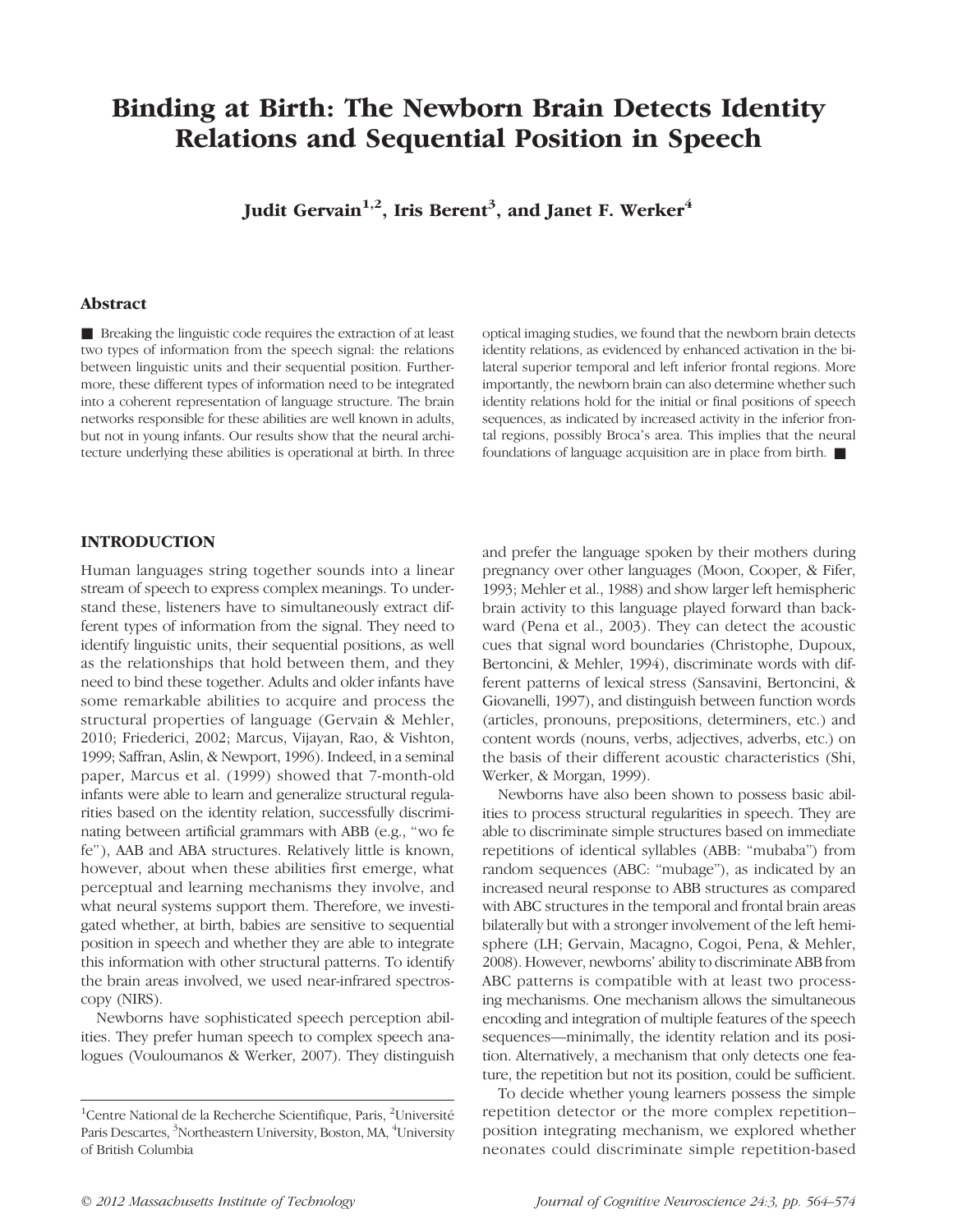# Binding at Birth: The Newborn Brain Detects Identity Relations and Sequential Position in Speech

**Judit Gervain[1,2], Iris Berent[3], and Janet F. Werker[4]**

## Abstract

■ Breaking the linguistic code requires the extraction of at least two types of information from the speech signal: the relations between linguistic units and their sequential position. Furthermore, these different types of information need to be integrated into a coherent representation of language structure. The brain networks responsible for these abilities are well known in adults, but not in young infants. Our results show that the neural architecture underlying these abilities is operational at birth. In three optical imaging studies, we found that the newborn brain detects identity relations, as evidenced by enhanced activation in the bilateral superior temporal and left inferior frontal regions. More importantly, the newborn brain can also determine whether such identity relations hold for the initial or final positions of speech sequences, as indicated by increased activity in the inferior frontal regions, possibly Broca's area. This implies that the neural foundations of language acquisition are in place from birth. ■

## INTRODUCTION

Human languages string together sounds into a linear stream of speech to express complex meanings. To understand these, listeners have to simultaneously extract different types of information from the signal. They need to identify linguistic units, their sequential positions, as well as the relationships that hold between them, and they need to bind these together. Adults and older infants have some remarkable abilities to acquire and process the structural properties of language (Gervain & Mehler, 2010; Friederici, 2002; Marcus, Vijayan, Rao, & Vishton, 1999; Saffran, Aslin, & Newport, 1996). Indeed, in a seminal paper, Marcus et al. (1999) showed that 7-month-old infants were able to learn and generalize structural regularities based on the identity relation, successfully discriminating between artificial grammars with ABB (e.g., "wo fe fe"), AAB and ABA structures. Relatively little is known, however, about when these abilities first emerge, what perceptual and learning mechanisms they involve, and what neural systems support them. Therefore, we investigated whether, at birth, babies are sensitive to sequential position in speech and whether they are able to integrate this information with other structural patterns. To identify the brain areas involved, we used near-infrared spectroscopy (NIRS).

Newborns have sophisticated speech perception abilities. They prefer human speech to complex speech analogues (Vouloumanos & Werker, 2007). They distinguish and prefer the language spoken by their mothers during pregnancy over other languages (Moon, Cooper, & Fifer, 1993; Mehler et al., 1988) and show larger left hemispheric brain activity to this language played forward than backward (Pena et al., 2003). They can detect the acoustic cues that signal word boundaries (Christophe, Dupoux, Bertoncini, & Mehler, 1994), discriminate words with different patterns of lexical stress (Sansavini, Bertoncini, & Giovanelli, 1997), and distinguish between function words (articles, pronouns, prepositions, determiners, etc.) and content words (nouns, verbs, adjectives, adverbs, etc.) on the basis of their different acoustic characteristics (Shi, Werker, & Morgan, 1999).

Newborns have also been shown to possess basic abilities to process structural regularities in speech. They are able to discriminate simple structures based on immediate repetitions of identical syllables (ABB: "mubaba") from random sequences (ABC: "mubage"), as indicated by an increased neural response to ABB structures as compared with ABC structures in the temporal and frontal brain areas bilaterally but with a stronger involvement of the left hemisphere (LH; Gervain, Macagno, Cogoi, Pena, & Mehler, 2008). However, newborns' ability to discriminate ABB from ABC patterns is compatible with at least two processing mechanisms. One mechanism allows the simultaneous encoding and integration of multiple features of the speech sequences—minimally, the identity relation and its position. Alternatively, a mechanism that only detects one feature, the repetition but not its position, could be sufficient.

To decide whether young learners possess the simple repetition detector or the more complex repetition–position integrating mechanism, we explored whether neonates could discriminate simple repetition-based

[1]Centre National de la Recherche Scientifique, Paris, [2]Université Paris Descartes, [3]Northeastern University, Boston, MA, [4]University of British Columbia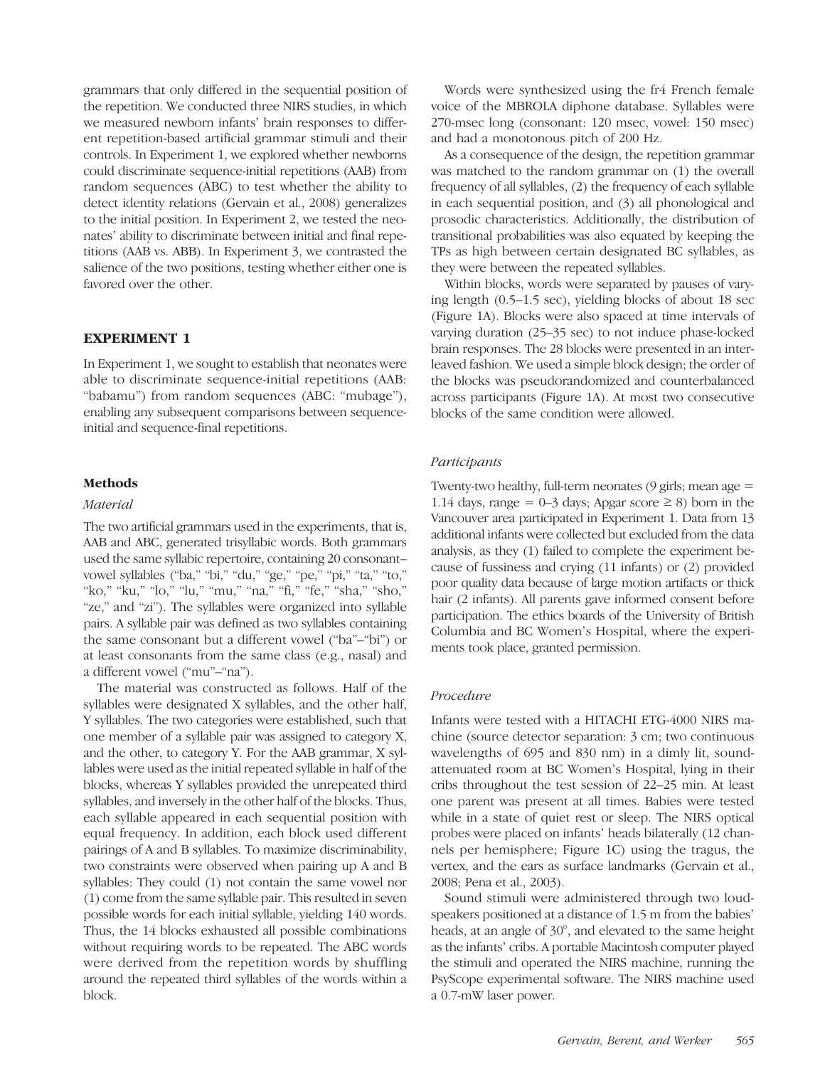grammars that only differed in the sequential position of the repetition. We conducted three NIRS studies, in which we measured newborn infants' brain responses to different repetition-based artificial grammar stimuli and their controls. In Experiment 1, we explored whether newborns could discriminate sequence-initial repetitions (AAB) from random sequences (ABC) to test whether the ability to detect identity relations (Gervain et al., 2008) generalizes to the initial position. In Experiment 2, we tested the neonates' ability to discriminate between initial and final repetitions (AAB vs. ABB). In Experiment 3, we contrasted the salience of the two positions, testing whether either one is favored over the other.

## EXPERIMENT 1

In Experiment 1, we sought to establish that neonates were able to discriminate sequence-initial repetitions (AAB: "babamu") from random sequences (ABC: "mubage"), enabling any subsequent comparisons between sequence-initial and sequence-final repetitions.

### Methods

#### *Material*

The two artificial grammars used in the experiments, that is, AAB and ABC, generated trisyllabic words. Both grammars used the same syllabic repertoire, containing 20 consonant–vowel syllables ("ba," "bi," "du," "ge," "pe," "pi," "ta," "to," "ko," "ku," "lo," "lu," "mu," "na," "fi," "fe," "sha," "sho," "ze," and "zi"). The syllables were organized into syllable pairs. A syllable pair was defined as two syllables containing the same consonant but a different vowel ("ba"–"bi") or at least consonants from the same class (e.g., nasal) and a different vowel ("mu"–"na").

The material was constructed as follows. Half of the syllables were designated X syllables, and the other half, Y syllables. The two categories were established, such that one member of a syllable pair was assigned to category X, and the other, to category Y. For the AAB grammar, X syllables were used as the initial repeated syllable in half of the blocks, whereas Y syllables provided the unrepeated third syllables, and inversely in the other half of the blocks. Thus, each syllable appeared in each sequential position with equal frequency. In addition, each block used different pairings of A and B syllables. To maximize discriminability, two constraints were observed when pairing up A and B syllables: They could (1) not contain the same vowel nor (1) come from the same syllable pair. This resulted in seven possible words for each initial syllable, yielding 140 words. Thus, the 14 blocks exhausted all possible combinations without requiring words to be repeated. The ABC words were derived from the repetition words by shuffling around the repeated third syllables of the words within a block.

Words were synthesized using the fr4 French female voice of the MBROLA diphone database. Syllables were 270-msec long (consonant: 120 msec, vowel: 150 msec) and had a monotonous pitch of 200 Hz.

As a consequence of the design, the repetition grammar was matched to the random grammar on (1) the overall frequency of all syllables, (2) the frequency of each syllable in each sequential position, and (3) all phonological and prosodic characteristics. Additionally, the distribution of transitional probabilities was also equated by keeping the TPs as high between certain designated BC syllables, as they were between the repeated syllables.

Within blocks, words were separated by pauses of varying length (0.5–1.5 sec), yielding blocks of about 18 sec (Figure 1A). Blocks were also spaced at time intervals of varying duration (25–35 sec) to not induce phase-locked brain responses. The 28 blocks were presented in an interleaved fashion. We used a simple block design; the order of the blocks was pseudorandomized and counterbalanced across participants (Figure 1A). At most two consecutive blocks of the same condition were allowed.

#### *Participants*

Twenty-two healthy, full-term neonates (9 girls; mean age = 1.14 days, range = 0–3 days; Apgar score ≥ 8) born in the Vancouver area participated in Experiment 1. Data from 13 additional infants were collected but excluded from the data analysis, as they (1) failed to complete the experiment because of fussiness and crying (11 infants) or (2) provided poor quality data because of large motion artifacts or thick hair (2 infants). All parents gave informed consent before participation. The ethics boards of the University of British Columbia and BC Women's Hospital, where the experiments took place, granted permission.

#### *Procedure*

Infants were tested with a HITACHI ETG-4000 NIRS machine (source detector separation: 3 cm; two continuous wavelengths of 695 and 830 nm) in a dimly lit, sound-attenuated room at BC Women's Hospital, lying in their cribs throughout the test session of 22–25 min. At least one parent was present at all times. Babies were tested while in a state of quiet rest or sleep. The NIRS optical probes were placed on infants' heads bilaterally (12 channels per hemisphere; Figure 1C) using the tragus, the vertex, and the ears as surface landmarks (Gervain et al., 2008; Pena et al., 2003).

Sound stimuli were administered through two loudspeakers positioned at a distance of 1.5 m from the babies' heads, at an angle of 30°, and elevated to the same height as the infants' cribs. A portable Macintosh computer played the stimuli and operated the NIRS machine, running the PsyScope experimental software. The NIRS machine used a 0.7-mW laser power.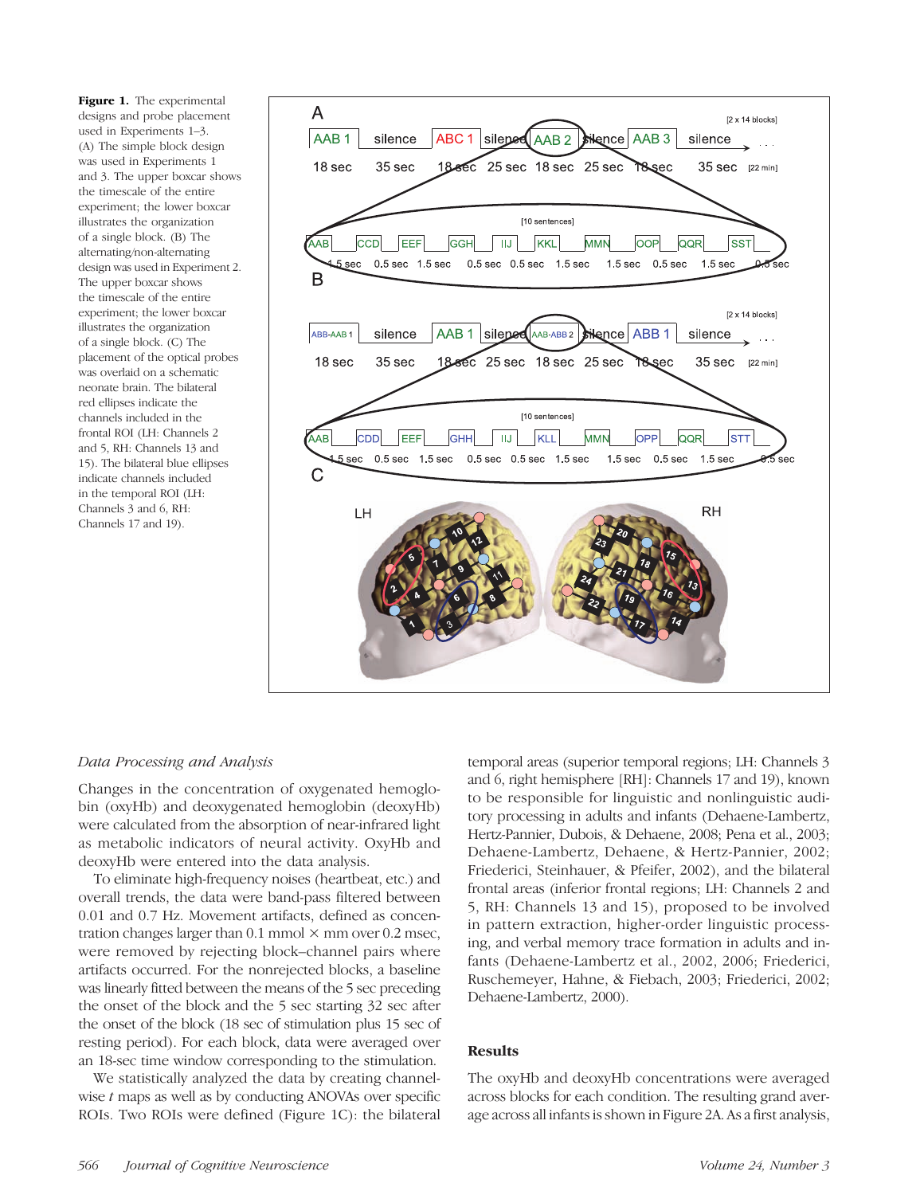**Figure 1.** The experimental designs and probe placement used in Experiments 1–3. (A) The simple block design was used in Experiments 1 and 3. The upper boxcar shows the timescale of the entire experiment; the lower boxcar illustrates the organization of a single block. (B) The alternating/non-alternating design was used in Experiment 2. The upper boxcar shows the timescale of the entire experiment; the lower boxcar illustrates the organization of a single block. (C) The placement of the optical probes was overlaid on a schematic neonate brain. The bilateral red ellipses indicate the channels included in the frontal ROI (LH: Channels 2 and 5, RH: Channels 13 and 15). The bilateral blue ellipses indicate channels included in the temporal ROI (LH: Channels 3 and 6, RH: Channels 17 and 19).

### *Data Processing and Analysis*

Changes in the concentration of oxygenated hemoglobin (oxyHb) and deoxygenated hemoglobin (deoxyHb) were calculated from the absorption of near-infrared light as metabolic indicators of neural activity. OxyHb and deoxyHb were entered into the data analysis.

To eliminate high-frequency noises (heartbeat, etc.) and overall trends, the data were band-pass filtered between 0.01 and 0.7 Hz. Movement artifacts, defined as concentration changes larger than 0.1 mmol × mm over 0.2 msec, were removed by rejecting block–channel pairs where artifacts occurred. For the nonrejected blocks, a baseline was linearly fitted between the means of the 5 sec preceding the onset of the block and the 5 sec starting 32 sec after the onset of the block (18 sec of stimulation plus 15 sec of resting period). For each block, data were averaged over an 18-sec time window corresponding to the stimulation.

We statistically analyzed the data by creating channelwise *t* maps as well as by conducting ANOVAs over specific ROIs. Two ROIs were defined (Figure 1C): the bilateral temporal areas (superior temporal regions; LH: Channels 3 and 6, right hemisphere [RH]: Channels 17 and 19), known to be responsible for linguistic and nonlinguistic auditory processing in adults and infants (Dehaene-Lambertz, Hertz-Pannier, Dubois, & Dehaene, 2008; Pena et al., 2003; Dehaene-Lambertz, Dehaene, & Hertz-Pannier, 2002; Friederici, Steinhauer, & Pfeifer, 2002), and the bilateral frontal areas (inferior frontal regions; LH: Channels 2 and 5, RH: Channels 13 and 15), proposed to be involved in pattern extraction, higher-order linguistic processing, and verbal memory trace formation in adults and infants (Dehaene-Lambertz et al., 2002, 2006; Friederici, Ruschemeyer, Hahne, & Fiebach, 2003; Friederici, 2002; Dehaene-Lambertz, 2000).

## Results

The oxyHb and deoxyHb concentrations were averaged across blocks for each condition. The resulting grand average across all infants is shown in Figure 2A. As a first analysis,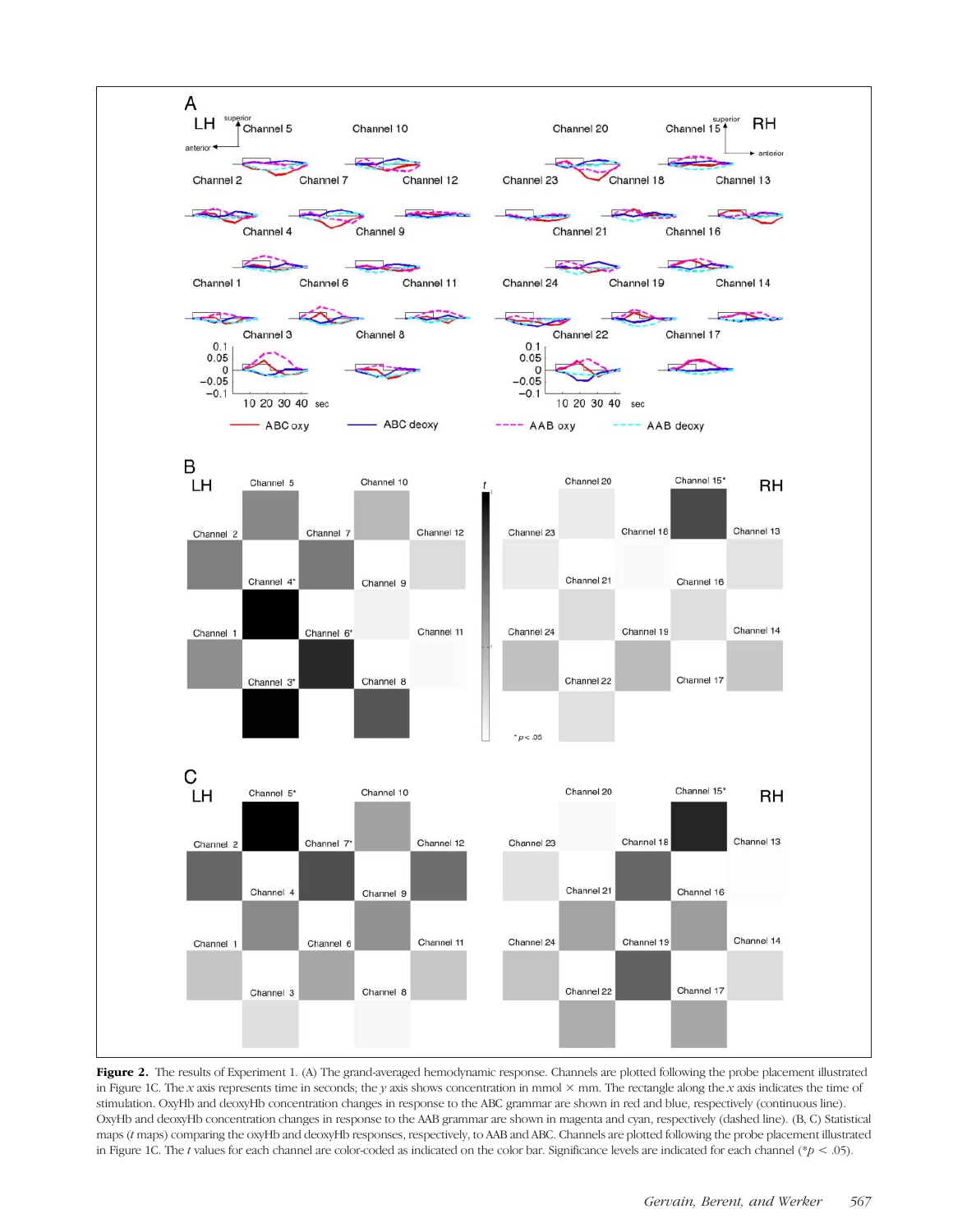**Figure 2.** The results of Experiment 1. (A) The grand-averaged hemodynamic response. Channels are plotted following the probe placement illustrated in Figure 1C. The *x* axis represents time in seconds; the *y* axis shows concentration in mmol × mm. The rectangle along the *x* axis indicates the time of stimulation. OxyHb and deoxyHb concentration changes in response to the ABC grammar are shown in red and blue, respectively (continuous line). OxyHb and deoxyHb concentration changes in response to the AAB grammar are shown in magenta and cyan, respectively (dashed line). (B, C) Statistical maps (*t* maps) comparing the oxyHb and deoxyHb responses, respectively, to AAB and ABC. Channels are plotted following the probe placement illustrated in Figure 1C. The *t* values for each channel are color-coded as indicated on the color bar. Significance levels are indicated for each channel (*$p < .05$).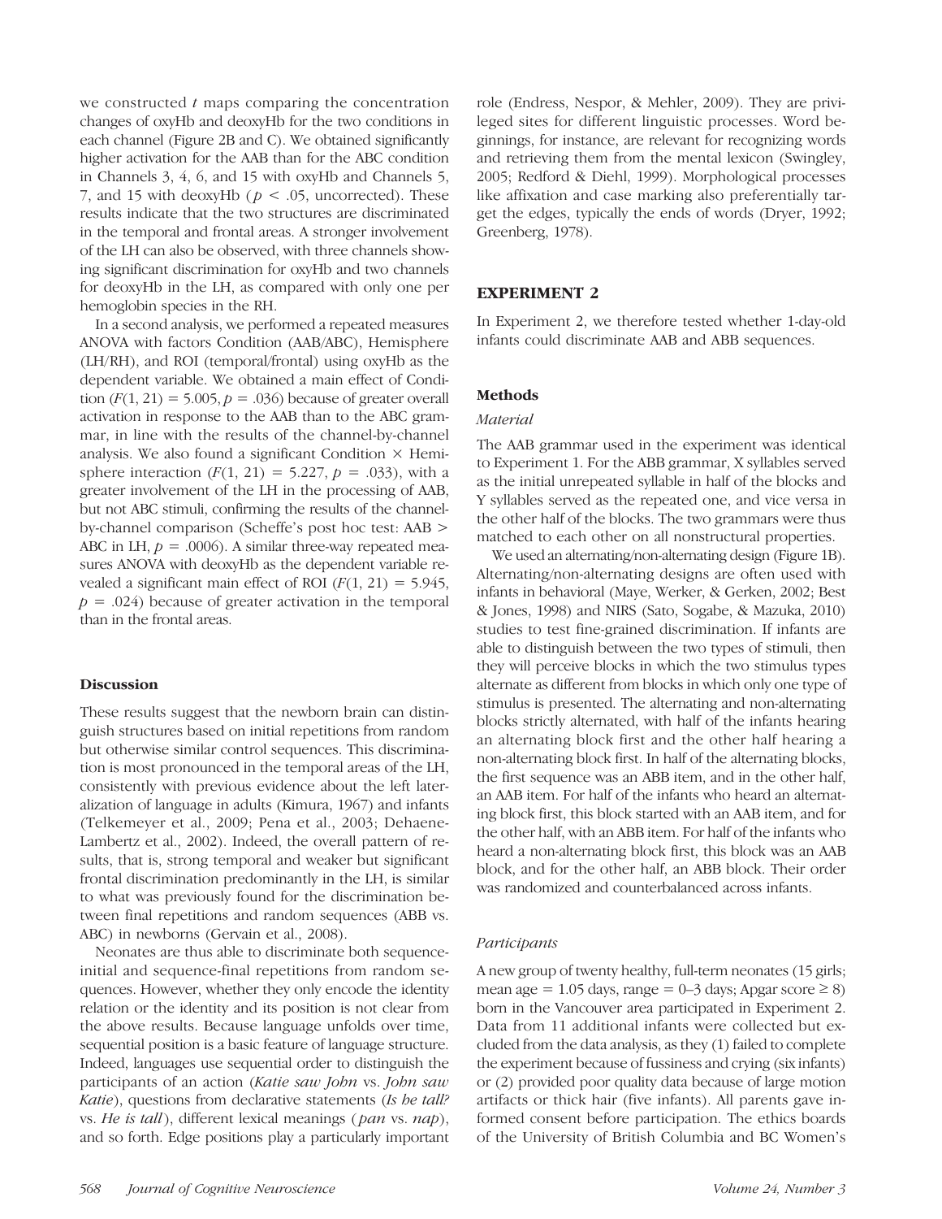we constructed $t$ maps comparing the concentration changes of oxyHb and deoxyHb for the two conditions in each channel (Figure 2B and C). We obtained significantly higher activation for the AAB than for the ABC condition in Channels 3, 4, 6, and 15 with oxyHb and Channels 5, 7, and 15 with deoxyHb ($p < .05$, uncorrected). These results indicate that the two structures are discriminated in the temporal and frontal areas. A stronger involvement of the LH can also be observed, with three channels showing significant discrimination for oxyHb and two channels for deoxyHb in the LH, as compared with only one per hemoglobin species in the RH.

In a second analysis, we performed a repeated measures ANOVA with factors Condition (AAB/ABC), Hemisphere (LH/RH), and ROI (temporal/frontal) using oxyHb as the dependent variable. We obtained a main effect of Condition ($F(1, 21) = 5.005, p = .036$) because of greater overall activation in response to the AAB than to the ABC grammar, in line with the results of the channel-by-channel analysis. We also found a significant Condition × Hemisphere interaction ($F(1, 21) = 5.227, p = .033$), with a greater involvement of the LH in the processing of AAB, but not ABC stimuli, confirming the results of the channel-by-channel comparison (Scheffe's post hoc test: AAB > ABC in LH, $p = .0006$). A similar three-way repeated measures ANOVA with deoxyHb as the dependent variable revealed a significant main effect of ROI ($F(1, 21) = 5.945, p = .024$) because of greater activation in the temporal than in the frontal areas.

### Discussion

These results suggest that the newborn brain can distinguish structures based on initial repetitions from random but otherwise similar control sequences. This discrimination is most pronounced in the temporal areas of the LH, consistently with previous evidence about the left lateralization of language in adults (Kimura, 1967) and infants (Telkemeyer et al., 2009; Pena et al., 2003; Dehaene-Lambertz et al., 2002). Indeed, the overall pattern of results, that is, strong temporal and weaker but significant frontal discrimination predominantly in the LH, is similar to what was previously found for the discrimination between final repetitions and random sequences (ABB vs. ABC) in newborns (Gervain et al., 2008).

Neonates are thus able to discriminate both sequence-initial and sequence-final repetitions from random sequences. However, whether they only encode the identity relation or the identity and its position is not clear from the above results. Because language unfolds over time, sequential position is a basic feature of language structure. Indeed, languages use sequential order to distinguish the participants of an action (*Katie saw John* vs. *John saw Katie*), questions from declarative statements (*Is he tall?* vs. *He is tall*), different lexical meanings (*pan* vs. *nap*), and so forth. Edge positions play a particularly important role (Endress, Nespor, & Mehler, 2009). They are privileged sites for different linguistic processes. Word beginnings, for instance, are relevant for recognizing words and retrieving them from the mental lexicon (Swingley, 2005; Redford & Diehl, 1999). Morphological processes like affixation and case marking also preferentially target the edges, typically the ends of words (Dryer, 1992; Greenberg, 1978).

## EXPERIMENT 2

In Experiment 2, we therefore tested whether 1-day-old infants could discriminate AAB and ABB sequences.

### Methods

#### *Material*

The AAB grammar used in the experiment was identical to Experiment 1. For the ABB grammar, X syllables served as the initial unrepeated syllable in half of the blocks and Y syllables served as the repeated one, and vice versa in the other half of the blocks. The two grammars were thus matched to each other on all nonstructural properties.

We used an alternating/non-alternating design (Figure 1B). Alternating/non-alternating designs are often used with infants in behavioral (Maye, Werker, & Gerken, 2002; Best & Jones, 1998) and NIRS (Sato, Sogabe, & Mazuka, 2010) studies to test fine-grained discrimination. If infants are able to distinguish between the two types of stimuli, then they will perceive blocks in which the two stimulus types alternate as different from blocks in which only one type of stimulus is presented. The alternating and non-alternating blocks strictly alternated, with half of the infants hearing an alternating block first and the other half hearing a non-alternating block first. In half of the alternating blocks, the first sequence was an ABB item, and in the other half, an AAB item. For half of the infants who heard an alternating block first, this block started with an AAB item, and for the other half, with an ABB item. For half of the infants who heard a non-alternating block first, this block was an AAB block, and for the other half, an ABB block. Their order was randomized and counterbalanced across infants.

#### *Participants*

A new group of twenty healthy, full-term neonates (15 girls; mean age = 1.05 days, range = 0–3 days; Apgar score ≥ 8) born in the Vancouver area participated in Experiment 2. Data from 11 additional infants were collected but excluded from the data analysis, as they (1) failed to complete the experiment because of fussiness and crying (six infants) or (2) provided poor quality data because of large motion artifacts or thick hair (five infants). All parents gave informed consent before participation. The ethics boards of the University of British Columbia and BC Women's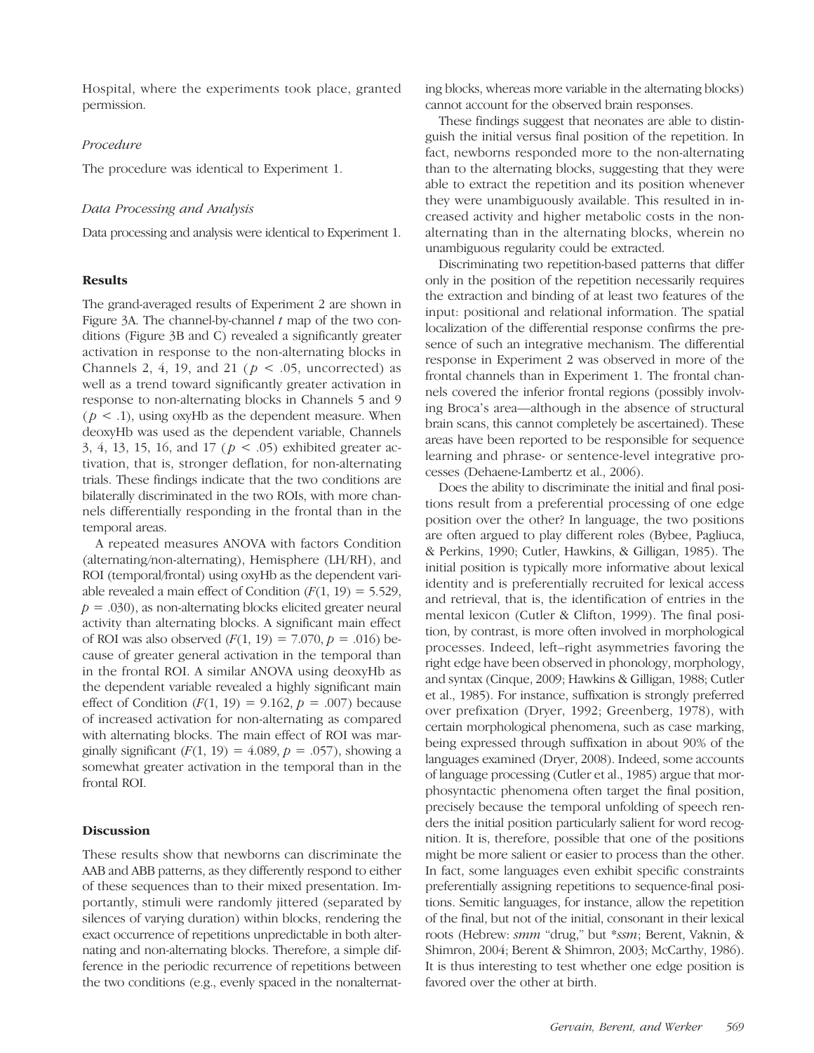Hospital, where the experiments took place, granted permission.

### *Procedure*

The procedure was identical to Experiment 1.

### *Data Processing and Analysis*

Data processing and analysis were identical to Experiment 1.

## Results

The grand-averaged results of Experiment 2 are shown in Figure 3A. The channel-by-channel *t* map of the two conditions (Figure 3B and C) revealed a significantly greater activation in response to the non-alternating blocks in Channels 2, 4, 19, and 21 ($p < .05$, uncorrected) as well as a trend toward significantly greater activation in response to non-alternating blocks in Channels 5 and 9 ($p < .1$), using oxyHb as the dependent measure. When deoxyHb was used as the dependent variable, Channels 3, 4, 13, 15, 16, and 17 ($p < .05$) exhibited greater activation, that is, stronger deflation, for non-alternating trials. These findings indicate that the two conditions are bilaterally discriminated in the two ROIs, with more channels differentially responding in the frontal than in the temporal areas.

A repeated measures ANOVA with factors Condition (alternating/non-alternating), Hemisphere (LH/RH), and ROI (temporal/frontal) using oxyHb as the dependent variable revealed a main effect of Condition ($F(1, 19) = 5.529$, $p = .030$), as non-alternating blocks elicited greater neural activity than alternating blocks. A significant main effect of ROI was also observed ($F(1, 19) = 7.070$, $p = .016$) because of greater general activation in the temporal than in the frontal ROI. A similar ANOVA using deoxyHb as the dependent variable revealed a highly significant main effect of Condition ($F(1, 19) = 9.162$, $p = .007$) because of increased activation for non-alternating as compared with alternating blocks. The main effect of ROI was marginally significant ($F(1, 19) = 4.089$, $p = .057$), showing a somewhat greater activation in the temporal than in the frontal ROI.

## Discussion

These results show that newborns can discriminate the AAB and ABB patterns, as they differently respond to either of these sequences than to their mixed presentation. Importantly, stimuli were randomly jittered (separated by silences of varying duration) within blocks, rendering the exact occurrence of repetitions unpredictable in both alternating and non-alternating blocks. Therefore, a simple difference in the periodic recurrence of repetitions between the two conditions (e.g., evenly spaced in the nonalternating blocks, whereas more variable in the alternating blocks) cannot account for the observed brain responses.

These findings suggest that neonates are able to distinguish the initial versus final position of the repetition. In fact, newborns responded more to the non-alternating than to the alternating blocks, suggesting that they were able to extract the repetition and its position whenever they were unambiguously available. This resulted in increased activity and higher metabolic costs in the non-alternating than in the alternating blocks, wherein no unambiguous regularity could be extracted.

Discriminating two repetition-based patterns that differ only in the position of the repetition necessarily requires the extraction and binding of at least two features of the input: positional and relational information. The spatial localization of the differential response confirms the presence of such an integrative mechanism. The differential response in Experiment 2 was observed in more of the frontal channels than in Experiment 1. The frontal channels covered the inferior frontal regions (possibly involving Broca's area—although in the absence of structural brain scans, this cannot completely be ascertained). These areas have been reported to be responsible for sequence learning and phrase- or sentence-level integrative processes (Dehaene-Lambertz et al., 2006).

Does the ability to discriminate the initial and final positions result from a preferential processing of one edge position over the other? In language, the two positions are often argued to play different roles (Bybee, Pagliuca, & Perkins, 1990; Cutler, Hawkins, & Gilligan, 1985). The initial position is typically more informative about lexical identity and is preferentially recruited for lexical access and retrieval, that is, the identification of entries in the mental lexicon (Cutler & Clifton, 1999). The final position, by contrast, is more often involved in morphological processes. Indeed, left–right asymmetries favoring the right edge have been observed in phonology, morphology, and syntax (Cinque, 2009; Hawkins & Gilligan, 1988; Cutler et al., 1985). For instance, suffixation is strongly preferred over prefixation (Dryer, 1992; Greenberg, 1978), with certain morphological phenomena, such as case marking, being expressed through suffixation in about 90% of the languages examined (Dryer, 2008). Indeed, some accounts of language processing (Cutler et al., 1985) argue that morphosyntactic phenomena often target the final position, precisely because the temporal unfolding of speech renders the initial position particularly salient for word recognition. It is, therefore, possible that one of the positions might be more salient or easier to process than the other. In fact, some languages even exhibit specific constraints preferentially assigning repetitions to sequence-final positions. Semitic languages, for instance, allow the repetition of the final, but not of the initial, consonant in their lexical roots (Hebrew: *smm* "drug," but **ssm*; Berent, Vaknin, & Shimron, 2004; Berent & Shimron, 2003; McCarthy, 1986). It is thus interesting to test whether one edge position is favored over the other at birth.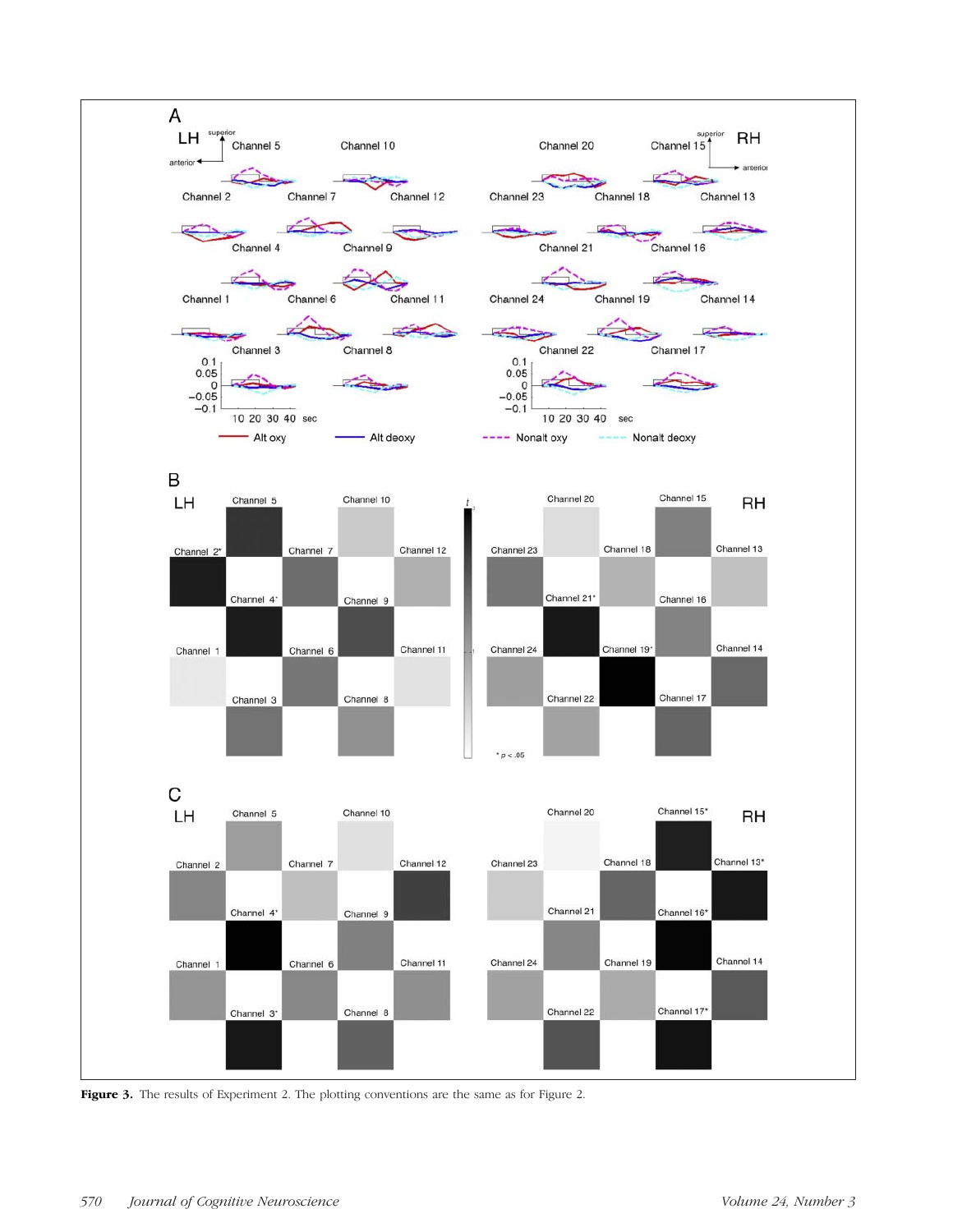**Figure 3.** The results of Experiment 2. The plotting conventions are the same as for Figure 2.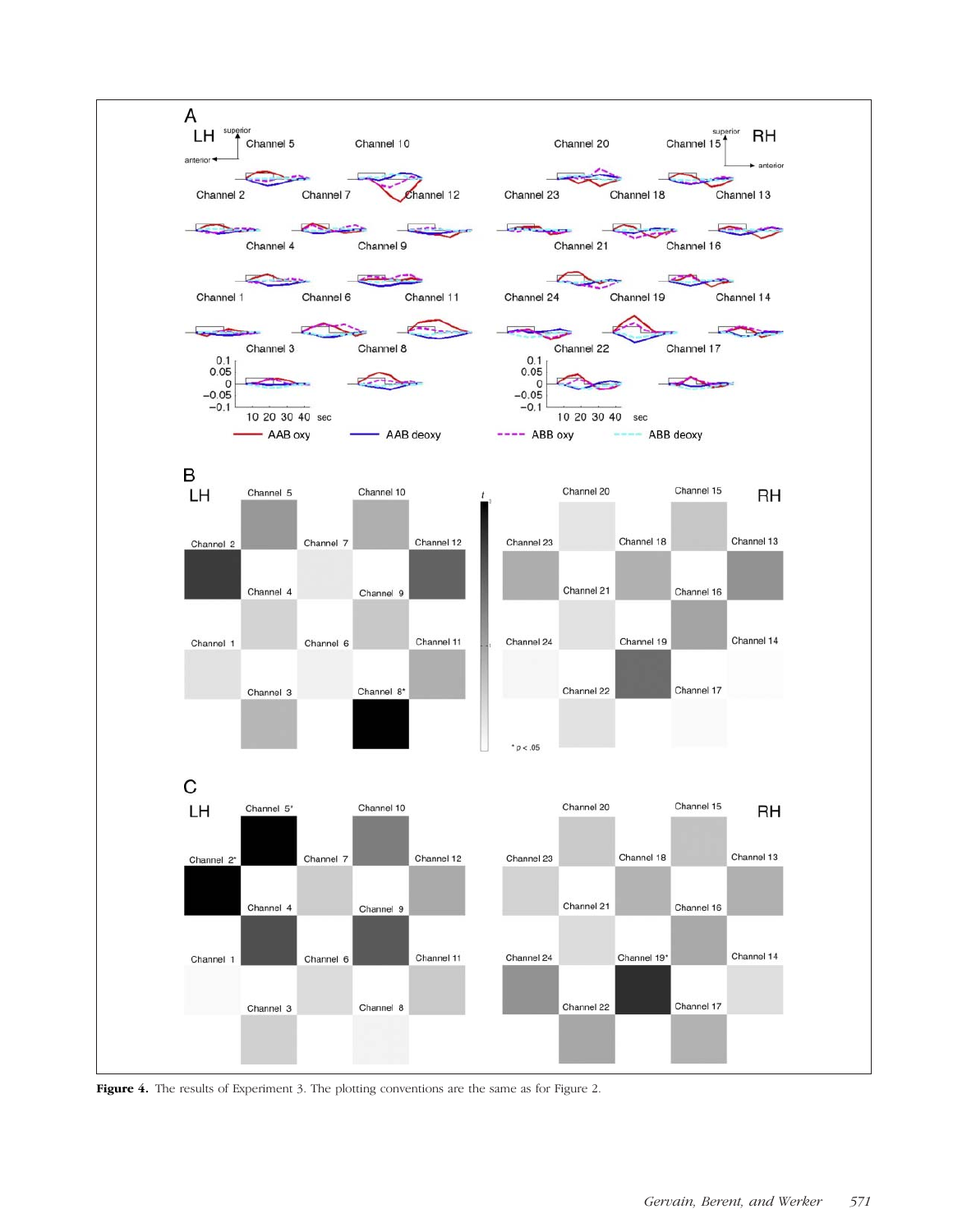**Figure 4.** The results of Experiment 3. The plotting conventions are the same as for Figure 2.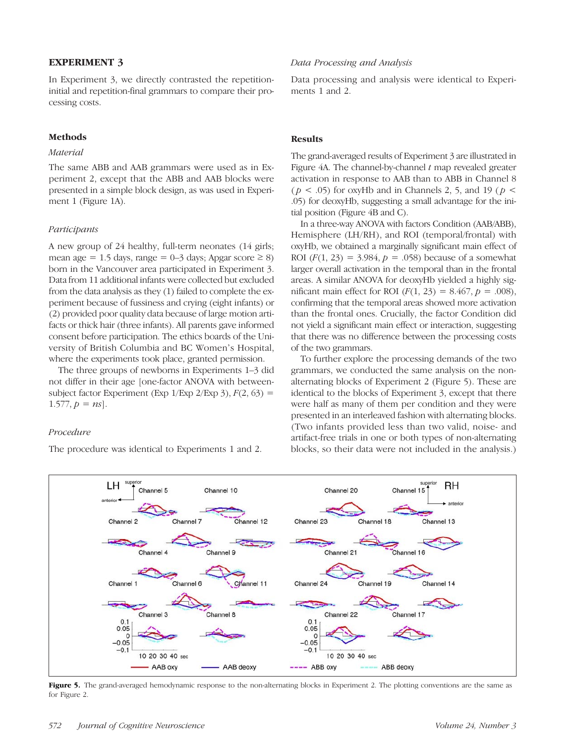## EXPERIMENT 3

In Experiment 3, we directly contrasted the repetition-initial and repetition-final grammars to compare their processing costs.

### Methods

#### *Material*

The same ABB and AAB grammars were used as in Experiment 2, except that the ABB and AAB blocks were presented in a simple block design, as was used in Experiment 1 (Figure 1A).

#### *Participants*

A new group of 24 healthy, full-term neonates (14 girls; mean age = 1.5 days, range = 0–3 days; Apgar score ≥ 8) born in the Vancouver area participated in Experiment 3. Data from 11 additional infants were collected but excluded from the data analysis as they (1) failed to complete the experiment because of fussiness and crying (eight infants) or (2) provided poor quality data because of large motion artifacts or thick hair (three infants). All parents gave informed consent before participation. The ethics boards of the University of British Columbia and BC Women's Hospital, where the experiments took place, granted permission.

The three groups of newborns in Experiments 1–3 did not differ in their age [one-factor ANOVA with between-subject factor Experiment (Exp 1/Exp 2/Exp 3), $F(2, 63) = 1.577$, $p = ns$].

#### *Procedure*

The procedure was identical to Experiments 1 and 2.

#### *Data Processing and Analysis*

Data processing and analysis were identical to Experiments 1 and 2.

### Results

The grand-averaged results of Experiment 3 are illustrated in Figure 4A. The channel-by-channel $t$ map revealed greater activation in response to AAB than to ABB in Channel 8 ($p < .05$) for oxyHb and in Channels 2, 5, and 19 ($p < .05$) for deoxyHb, suggesting a small advantage for the initial position (Figure 4B and C).

In a three-way ANOVA with factors Condition (AAB/ABB), Hemisphere (LH/RH), and ROI (temporal/frontal) with oxyHb, we obtained a marginally significant main effect of ROI ($F(1, 23) = 3.984$, $p = .058$) because of a somewhat larger overall activation in the temporal than in the frontal areas. A similar ANOVA for deoxyHb yielded a highly significant main effect for ROI ($F(1, 23) = 8.467$, $p = .008$), confirming that the temporal areas showed more activation than the frontal ones. Crucially, the factor Condition did not yield a significant main effect or interaction, suggesting that there was no difference between the processing costs of the two grammars.

To further explore the processing demands of the two grammars, we conducted the same analysis on the non-alternating blocks of Experiment 2 (Figure 5). These are identical to the blocks of Experiment 3, except that there were half as many of them per condition and they were presented in an interleaved fashion with alternating blocks. (Two infants provided less than two valid, noise- and artifact-free trials in one or both types of non-alternating blocks, so their data were not included in the analysis.)

**Figure 5.** The grand-averaged hemodynamic response to the non-alternating blocks in Experiment 2. The plotting conventions are the same as for Figure 2.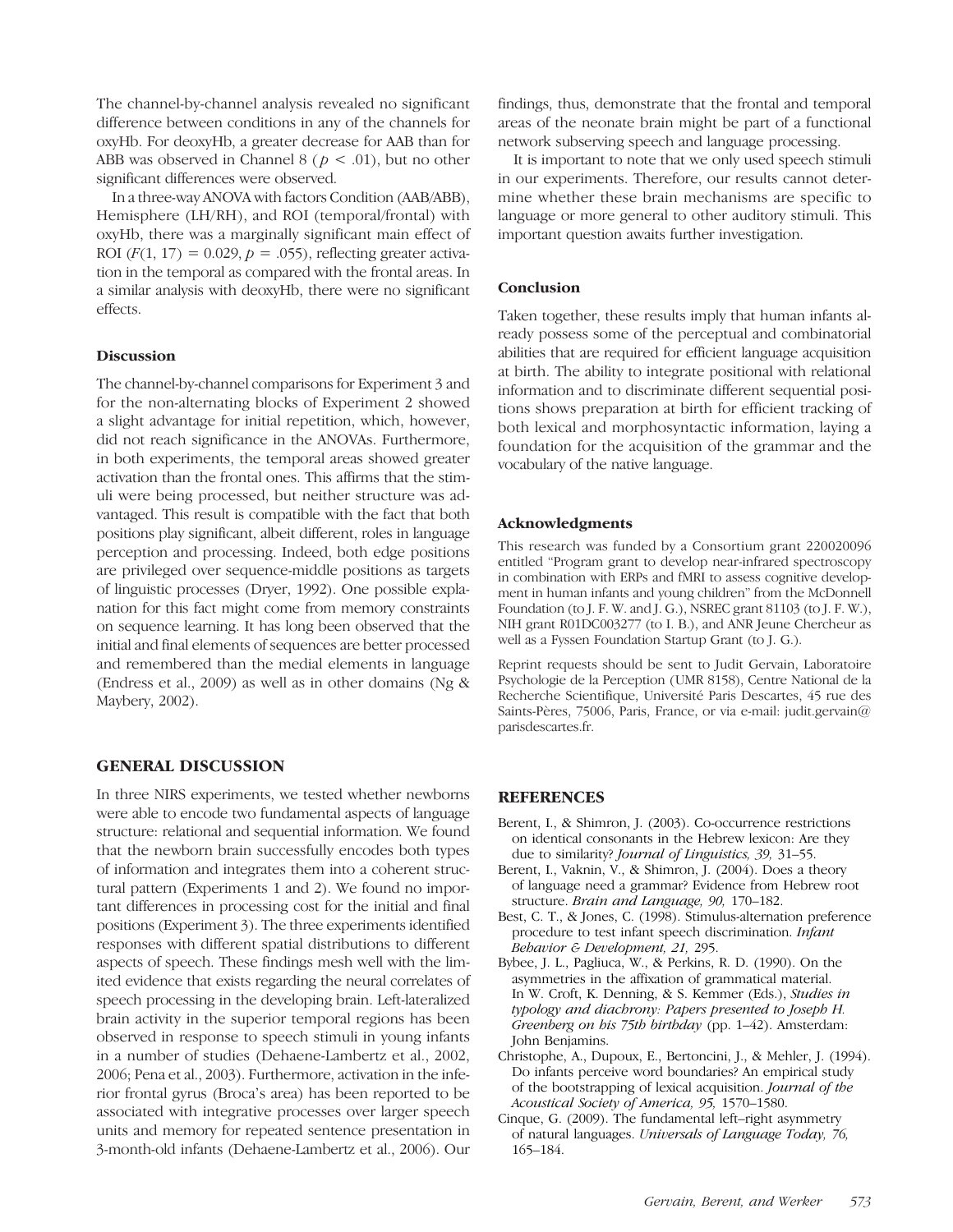The channel-by-channel analysis revealed no significant difference between conditions in any of the channels for oxyHb. For deoxyHb, a greater decrease for AAB than for ABB was observed in Channel 8 ($p < .01$), but no other significant differences were observed.

In a three-way ANOVA with factors Condition (AAB/ABB), Hemisphere (LH/RH), and ROI (temporal/frontal) with oxyHb, there was a marginally significant main effect of ROI ($F(1, 17) = 0.029$, $p = .055$), reflecting greater activation in the temporal as compared with the frontal areas. In a similar analysis with deoxyHb, there were no significant effects.

### Discussion

The channel-by-channel comparisons for Experiment 3 and for the non-alternating blocks of Experiment 2 showed a slight advantage for initial repetition, which, however, did not reach significance in the ANOVAs. Furthermore, in both experiments, the temporal areas showed greater activation than the frontal ones. This affirms that the stimuli were being processed, but neither structure was advantaged. This result is compatible with the fact that both positions play significant, albeit different, roles in language perception and processing. Indeed, both edge positions are privileged over sequence-middle positions as targets of linguistic processes (Dryer, 1992). One possible explanation for this fact might come from memory constraints on sequence learning. It has long been observed that the initial and final elements of sequences are better processed and remembered than the medial elements in language (Endress et al., 2009) as well as in other domains (Ng & Maybery, 2002).

## GENERAL DISCUSSION

In three NIRS experiments, we tested whether newborns were able to encode two fundamental aspects of language structure: relational and sequential information. We found that the newborn brain successfully encodes both types of information and integrates them into a coherent structural pattern (Experiments 1 and 2). We found no important differences in processing cost for the initial and final positions (Experiment 3). The three experiments identified responses with different spatial distributions to different aspects of speech. These findings mesh well with the limited evidence that exists regarding the neural correlates of speech processing in the developing brain. Left-lateralized brain activity in the superior temporal regions has been observed in response to speech stimuli in young infants in a number of studies (Dehaene-Lambertz et al., 2002, 2006; Pena et al., 2003). Furthermore, activation in the inferior frontal gyrus (Broca's area) has been reported to be associated with integrative processes over larger speech units and memory for repeated sentence presentation in 3-month-old infants (Dehaene-Lambertz et al., 2006). Our findings, thus, demonstrate that the frontal and temporal areas of the neonate brain might be part of a functional network subserving speech and language processing.

It is important to note that we only used speech stimuli in our experiments. Therefore, our results cannot determine whether these brain mechanisms are specific to language or more general to other auditory stimuli. This important question awaits further investigation.

### Conclusion

Taken together, these results imply that human infants already possess some of the perceptual and combinatorial abilities that are required for efficient language acquisition at birth. The ability to integrate positional with relational information and to discriminate different sequential positions shows preparation at birth for efficient tracking of both lexical and morphosyntactic information, laying a foundation for the acquisition of the grammar and the vocabulary of the native language.

### Acknowledgments

This research was funded by a Consortium grant 220020096 entitled "Program grant to develop near-infrared spectroscopy in combination with ERPs and fMRI to assess cognitive development in human infants and young children" from the McDonnell Foundation (to J. F. W. and J. G.), NSREC grant 81103 (to J. F. W.), NIH grant R01DC003277 (to I. B.), and ANR Jeune Chercheur as well as a Fyssen Foundation Startup Grant (to J. G.).

Reprint requests should be sent to Judit Gervain, Laboratoire Psychologie de la Perception (UMR 8158), Centre National de la Recherche Scientifique, Université Paris Descartes, 45 rue des Saints-Pères, 75006, Paris, France, or via e-mail: judit.gervain@parisdescartes.fr.

## REFERENCES

Berent, I., & Shimron, J. (2003). Co-occurrence restrictions on identical consonants in the Hebrew lexicon: Are they due to similarity? *Journal of Linguistics, 39,* 31–55.

Berent, I., Vaknin, V., & Shimron, J. (2004). Does a theory of language need a grammar? Evidence from Hebrew root structure. *Brain and Language, 90,* 170–182.

Best, C. T., & Jones, C. (1998). Stimulus-alternation preference procedure to test infant speech discrimination. *Infant Behavior & Development, 21,* 295.

Bybee, J. L., Pagliuca, W., & Perkins, R. D. (1990). On the asymmetries in the affixation of grammatical material. In W. Croft, K. Denning, & S. Kemmer (Eds.), *Studies in typology and diachrony: Papers presented to Joseph H. Greenberg on his 75th birthday* (pp. 1–42). Amsterdam: John Benjamins.

Christophe, A., Dupoux, E., Bertoncini, J., & Mehler, J. (1994). Do infants perceive word boundaries? An empirical study of the bootstrapping of lexical acquisition. *Journal of the Acoustical Society of America, 95,* 1570–1580.

Cinque, G. (2009). The fundamental left–right asymmetry of natural languages. *Universals of Language Today, 76,* 165–184.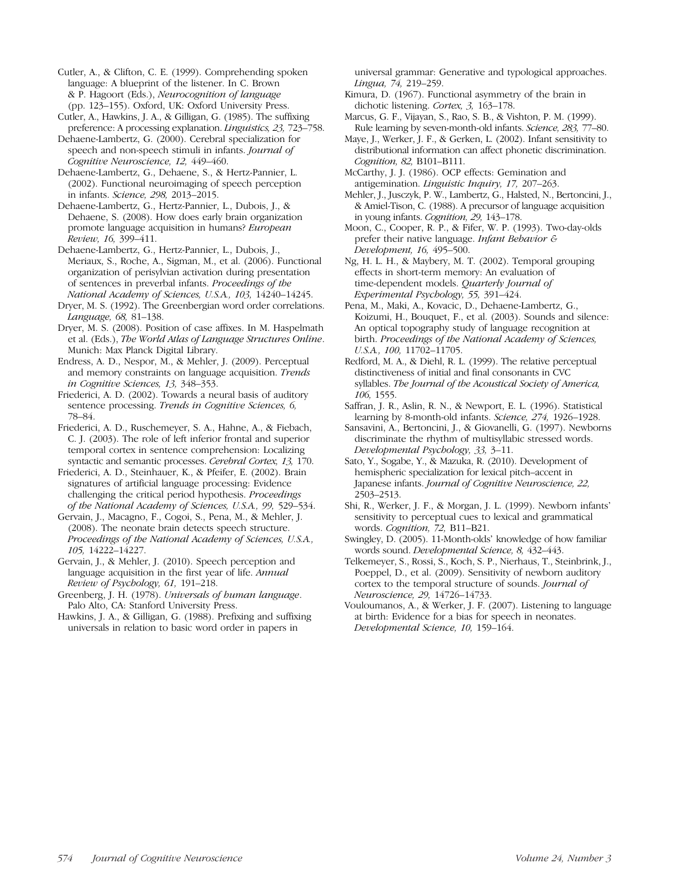Cutler, A., & Clifton, C. E. (1999). Comprehending spoken language: A blueprint of the listener. In C. Brown & P. Hagoort (Eds.), *Neurocognition of language* (pp. 123–155). Oxford, UK: Oxford University Press.

Cutler, A., Hawkins, J. A., & Gilligan, G. (1985). The suffixing preference: A processing explanation. *Linguistics, 23,* 723–758.

Dehaene-Lambertz, G. (2000). Cerebral specialization for speech and non-speech stimuli in infants. *Journal of Cognitive Neuroscience, 12,* 449–460.

Dehaene-Lambertz, G., Dehaene, S., & Hertz-Pannier, L. (2002). Functional neuroimaging of speech perception in infants. *Science, 298,* 2013–2015.

Dehaene-Lambertz, G., Hertz-Pannier, L., Dubois, J., & Dehaene, S. (2008). How does early brain organization promote language acquisition in humans? *European Review, 16,* 399–411.

Dehaene-Lambertz, G., Hertz-Pannier, L., Dubois, J., Meriaux, S., Roche, A., Sigman, M., et al. (2006). Functional organization of perisylvian activation during presentation of sentences in preverbal infants. *Proceedings of the National Academy of Sciences, U.S.A., 103,* 14240–14245.

Dryer, M. S. (1992). The Greenbergian word order correlations. *Language, 68,* 81–138.

Dryer, M. S. (2008). Position of case affixes. In M. Haspelmath et al. (Eds.), *The World Atlas of Language Structures Online*. Munich: Max Planck Digital Library.

Endress, A. D., Nespor, M., & Mehler, J. (2009). Perceptual and memory constraints on language acquisition. *Trends in Cognitive Sciences, 13,* 348–353.

Friederici, A. D. (2002). Towards a neural basis of auditory sentence processing. *Trends in Cognitive Sciences, 6,* 78–84.

Friederici, A. D., Ruschemeyer, S. A., Hahne, A., & Fiebach, C. J. (2003). The role of left inferior frontal and superior temporal cortex in sentence comprehension: Localizing syntactic and semantic processes. *Cerebral Cortex, 13,* 170.

Friederici, A. D., Steinhauer, K., & Pfeifer, E. (2002). Brain signatures of artificial language processing: Evidence challenging the critical period hypothesis. *Proceedings of the National Academy of Sciences, U.S.A., 99,* 529–534.

Gervain, J., Macagno, F., Cogoi, S., Pena, M., & Mehler, J. (2008). The neonate brain detects speech structure. *Proceedings of the National Academy of Sciences, U.S.A., 105,* 14222–14227.

Gervain, J., & Mehler, J. (2010). Speech perception and language acquisition in the first year of life. *Annual Review of Psychology, 61,* 191–218.

Greenberg, J. H. (1978). *Universals of human language*. Palo Alto, CA: Stanford University Press.

Hawkins, J. A., & Gilligan, G. (1988). Prefixing and suffixing universals in relation to basic word order in papers in universal grammar: Generative and typological approaches. *Lingua, 74,* 219–259.

Kimura, D. (1967). Functional asymmetry of the brain in dichotic listening. *Cortex, 3,* 163–178.

Marcus, G. F., Vijayan, S., Rao, S. B., & Vishton, P. M. (1999). Rule learning by seven-month-old infants. *Science, 283,* 77–80.

Maye, J., Werker, J. F., & Gerken, L. (2002). Infant sensitivity to distributional information can affect phonetic discrimination. *Cognition, 82,* B101–B111.

McCarthy, J. J. (1986). OCP effects: Gemination and antigemination. *Linguistic Inquiry, 17,* 207–263.

Mehler, J., Jusczyk, P. W., Lambertz, G., Halsted, N., Bertoncini, J., & Amiel-Tison, C. (1988). A precursor of language acquisition in young infants. *Cognition, 29,* 143–178.

Moon, C., Cooper, R. P., & Fifer, W. P. (1993). Two-day-olds prefer their native language. *Infant Behavior & Development, 16,* 495–500.

Ng, H. L. H., & Maybery, M. T. (2002). Temporal grouping effects in short-term memory: An evaluation of time-dependent models. *Quarterly Journal of Experimental Psychology, 55,* 391–424.

Pena, M., Maki, A., Kovacic, D., Dehaene-Lambertz, G., Koizumi, H., Bouquet, F., et al. (2003). Sounds and silence: An optical topography study of language recognition at birth. *Proceedings of the National Academy of Sciences, U.S.A., 100,* 11702–11705.

Redford, M. A., & Diehl, R. L. (1999). The relative perceptual distinctiveness of initial and final consonants in CVC syllables. *The Journal of the Acoustical Society of America, 106,* 1555.

Saffran, J. R., Aslin, R. N., & Newport, E. L. (1996). Statistical learning by 8-month-old infants. *Science, 274,* 1926–1928.

Sansavini, A., Bertoncini, J., & Giovanelli, G. (1997). Newborns discriminate the rhythm of multisyllabic stressed words. *Developmental Psychology, 33,* 3–11.

Sato, Y., Sogabe, Y., & Mazuka, R. (2010). Development of hemispheric specialization for lexical pitch–accent in Japanese infants. *Journal of Cognitive Neuroscience, 22,* 2503–2513.

Shi, R., Werker, J. F., & Morgan, J. L. (1999). Newborn infants' sensitivity to perceptual cues to lexical and grammatical words. *Cognition, 72,* B11–B21.

Swingley, D. (2005). 11-Month-olds' knowledge of how familiar words sound. *Developmental Science, 8,* 432–443.

Telkemeyer, S., Rossi, S., Koch, S. P., Nierhaus, T., Steinbrink, J., Poeppel, D., et al. (2009). Sensitivity of newborn auditory cortex to the temporal structure of sounds. *Journal of Neuroscience, 29,* 14726–14733.

Vouloumanos, A., & Werker, J. F. (2007). Listening to language at birth: Evidence for a bias for speech in neonates. *Developmental Science, 10,* 159–164.